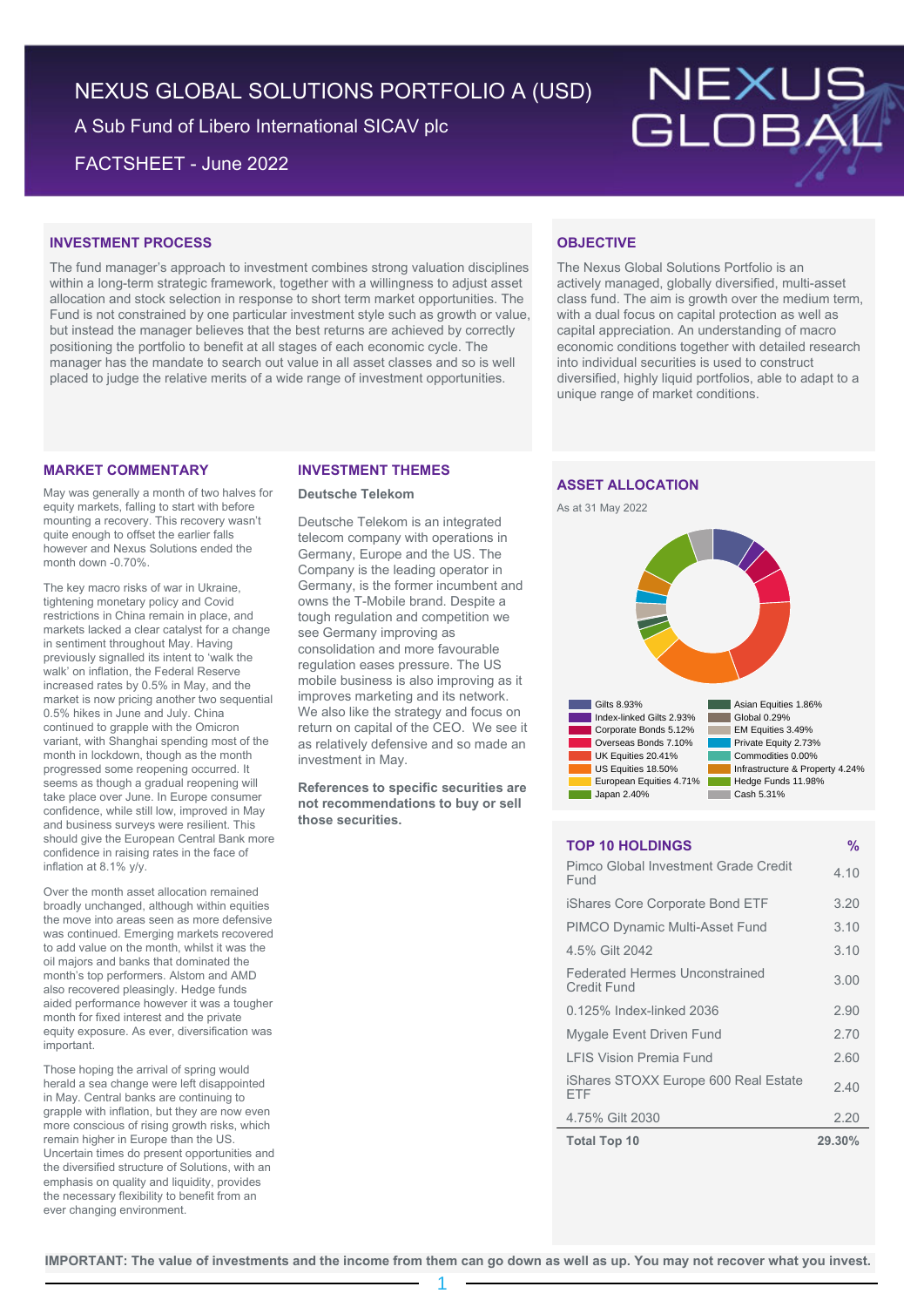# NEXUS GLOBAL SOLUTIONS PORTFOLIO A (USD)

A Sub Fund of Libero International SICAV plc

FACTSHEET - June 2022

NEXUS GLOBAL

## INVESTMENT PROCESS

The fund manager's approach to investment combines strong valuation disciplines within a long-term strategic framework, together with a willingness to adjust asset allocation and stock selection in response to short term market opportunities. The Fund is not constrained by one particular investment style such as growth or value, but instead the manager believes that the best returns are achieved by correctly positioning the portfolio to benefit at all stages of each economic cycle. The manager has the mandate to search out value in all asset classes and so is well placed to judge the relative merits of a wide range of investment opportunities.

## OBJECTIVE

The Nexus Global Solutions Portfolio is an actively managed, globally diversified, multi-asset class fund. The aim is growth over the medium term, with a dual focus on capital protection as well as capital appreciation. An understanding of macro economic conditions together with detailed research into individual securities is used to construct diversified, highly liquid portfolios, able to adapt to a unique range of market conditions.

## MARKET COMMENTARY

May was generally a month of two halves for equity markets, falling to start with before mounting a recovery. This recovery wasn't quite enough to offset the earlier falls however and Nexus Solutions ended the month down -0.70%.

The key macro risks of war in Ukraine, tightening monetary policy and Covid restrictions in China remain in place, and markets lacked a clear catalyst for a change in sentiment throughout May. Having previously signalled its intent to 'walk the walk' on inflation, the Federal Reserve increased rates by 0.5% in May, and the market is now pricing another two sequential 0.5% hikes in June and July. China continued to grapple with the Omicron variant, with Shanghai spending most of the month in lockdown, though as the month progressed some reopening occurred. It seems as though a gradual reopening will take place over June. In Europe consumer confidence, while still low, improved in May and business surveys were resilient. This should give the European Central Bank more confidence in raising rates in the face of inflation at 8.1% y/y.

Over the month asset allocation remained broadly unchanged, although within equities the move into areas seen as more defensive was continued. Emerging markets recovered to add value on the month, whilst it was the oil majors and banks that dominated the month's top performers. Alstom and AMD also recovered pleasingly. Hedge funds aided performance however it was a tougher month for fixed interest and the private equity exposure. As ever, diversification was important.

Those hoping the arrival of spring would herald a sea change were left disappointed in May. Central banks are continuing to grapple with inflation, but they are now even more conscious of rising growth risks, which remain higher in Europe than the US. Uncertain times do present opportunities and the diversified structure of Solutions, with an emphasis on quality and liquidity, provides the necessary flexibility to benefit from an ever changing environment.

## INVESTMENT THEMES

### Deutsche Telekom

Deutsche Telekom is an integrated telecom company with operations in Germany, Europe and the US. The Company is the leading operator in Germany, is the former incumbent and owns the T-Mobile brand. Despite a tough regulation and competition we see Germany improving as consolidation and more favourable regulation eases pressure. The US mobile business is also improving as it improves marketing and its network. We also like the strategy and focus on return on capital of the CEO. We see it as relatively defensive and so made an investment in May.

**References to specific securities are not recommendations to buy or sell those securities.**

## ASSET ALLOCATION

As at 31 May 2022

| Asset | % | Asset | % |
|---|---|---|---|
| Gilts | 8.93% | Asian Equities | 1.86% |
| Index-linked Gilts | 2.93% | Global | 0.29% |
| Corporate Bonds | 5.12% | EM Equities | 3.49% |
| Overseas Bonds | 7.10% | Private Equity | 2.73% |
| UK Equities | 20.41% | Commodities | 0.00% |
| US Equities | 18.50% | Infrastructure & Property | 4.24% |
| European Equities | 4.71% | Hedge Funds | 11.98% |
| Japan | 2.40% | Cash | 5.31% |

## TOP 10 HOLDINGS

| TOP 10 HOLDINGS | % |
|---|---|
| Pimco Global Investment Grade Credit Fund | 4.10 |
| iShares Core Corporate Bond ETF | 3.20 |
| PIMCO Dynamic Multi-Asset Fund | 3.10 |
| 4.5% Gilt 2042 | 3.10 |
| Federated Hermes Unconstrained Credit Fund | 3.00 |
| 0.125% Index-linked 2036 | 2.90 |
| Mygale Event Driven Fund | 2.70 |
| LFIS Vision Premia Fund | 2.60 |
| iShares STOXX Europe 600 Real Estate ETF | 2.40 |
| 4.75% Gilt 2030 | 2.20 |
| **Total Top 10** | **29.30%** |

**IMPORTANT: The value of investments and the income from them can go down as well as up. You may not recover what you invest.**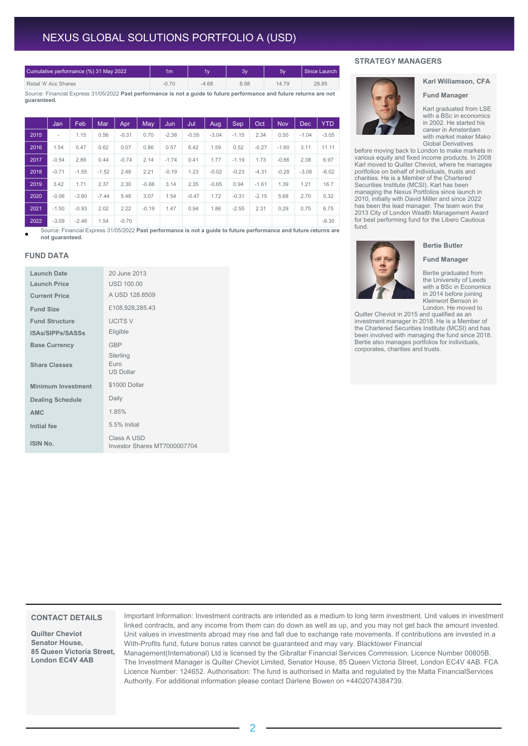# NEXUS GLOBAL SOLUTIONS PORTFOLIO A (USD)

| Cumulative performance (%) 31 May 2022 | 1m | 1y | 3y | 5y | Since Launch |
|---|---|---|---|---|---|
| Retail 'A' Acc Shares | -0.70 | -4.68 | 8.98 | 14.79 | 28.85 |

Source: Financial Express 31/05/2022 **Past performance is not a guide to future performance and future returns are not guaranteed.**

| | Jan | Feb | Mar | Apr | May | Jun | Jul | Aug | Sep | Oct | Nov | Dec | YTD |
|---|---|---|---|---|---|---|---|---|---|---|---|---|---|
| 2015 | - | 1.15 | 0.56 | -0.31 | 0.70 | -2.38 | -0.05 | -3.04 | -1.15 | 2.34 | 0.50 | -1.04 | -3.05 |
| 2016 | 1.54 | 0.47 | 0.62 | 0.07 | 0.86 | 0.57 | 6.42 | 1.59 | 0.52 | -0.27 | -1.60 | 3.11 | 11.11 |
| 2017 | -0.54 | 2.89 | 0.44 | -0.74 | 2.14 | -1.74 | 0.41 | 1.77 | -1.19 | 1.73 | -0.66 | 2.38 | 6.97 |
| 2018 | -0.71 | -1.55 | -1.52 | 2.48 | 2.21 | -0.19 | 1.23 | -0.02 | -0.23 | -4.31 | -0.28 | -3.08 | -6.02 |
| 2019 | 3.42 | 1.71 | 2.37 | 2.30 | -0.88 | 3.14 | 2.35 | -0.65 | 0.94 | -1.61 | 1.39 | 1.21 | 16.7 |
| 2020 | -0.06 | -3.80 | -7.44 | 5.48 | 3.07 | 1.54 | -0.47 | 1.72 | -0.31 | -2.15 | 5.68 | 2.70 | 5.32 |
| 2021 | -1.50 | -0.93 | 2.02 | 2.22 | -0.19 | 1.47 | 0.94 | 1.86 | -2.55 | 2.31 | 0.29 | 0.75 | 6.75 |
| 2022 | -3.09 | -2.46 | 1.54 | -0.70 | | | | | | | | | -9.30 |

- Source: Financial Express 31/05/2022 **Past performance is not a guide to future performance and future returns are not guaranteed.**

## FUND DATA

| | |
|---|---|
| **Launch Date** | 20 June 2013 |
| **Launch Price** | USD 100.00 |
| **Current Price** | A USD 128.8509 |
| **Fund Size** | £108,928,285.43 |
| **Fund Structure** | UCITS V |
| **ISAs/SIPPs/SASSs** | Eligible |
| **Base Currency** | GBP |
| **Share Classes** | Sterling<br>Euro<br>US Dollar |
| **Minimum Investment** | $1000 Dollar |
| **Dealing Schedule** | Daily |
| **AMC** | 1.85% |
| **Initial fee** | 5.5% Initial |
| **ISIN No.** | Class A USD<br>Investor Shares MT7000007704 |

## STRATEGY MANAGERS

**Karl Williamson, CFA**

**Fund Manager**

Karl graduated from LSE with a BSc in economics in 2002. He started his career in Amsterdam with market maker Mako Global Derivatives before moving back to London to make markets in various equity and fixed income products. In 2008 Karl moved to Quilter Cheviot, where he manages portfolios on behalf of individuals, trusts and charities. He is a Member of the Chartered Securities Institute (MCSI). Karl has been managing the Nexus Portfolios since launch in 2010, initially with David Miller and since 2022 has been the lead manager. The team won the 2013 City of London Wealth Management Award for best performing fund for the Libero Cautious fund.

**Bertie Butler**

**Fund Manager**

Bertie graduated from the University of Leeds with a BSc in Economics in 2014 before joining Kleinwort Benson in London. He moved to Quilter Cheviot in 2015 and qualified as an investment manager in 2018. He is a Member of the Chartered Securities Institute (MCSI) and has been involved with managing the fund since 2018. Bertie also manages portfolios for individuals, corporates, charities and trusts.

## CONTACT DETAILS

**Quilter Cheviot**
**Senator House,**
**85 Queen Victoria Street,**
**London EC4V 4AB**

Important Information: Investment contracts are intended as a medium to long term investment. Unit values in investment linked contracts, and any income from them can do down as well as up, and you may not get back the amount invested. Unit values in investments abroad may rise and fall due to exchange rate movements. If contributions are invested in a With-Profits fund, future bonus rates cannot be guaranteed and may vary. Blacktower Financial Management(International) Ltd is licensed by the Gibraltar Financial Services Commission. Licence Number 00805B. The Investment Manager is Quilter Cheviot Limited, Senator House, 85 Queen Victoria Street, London EC4V 4AB. FCA Licence Number: 124652. Authorisation: The fund is authorised in Malta and regulated by the Malta FinancialServices Authority. For additional information please contact Darlene Bowen on +4402074384739.